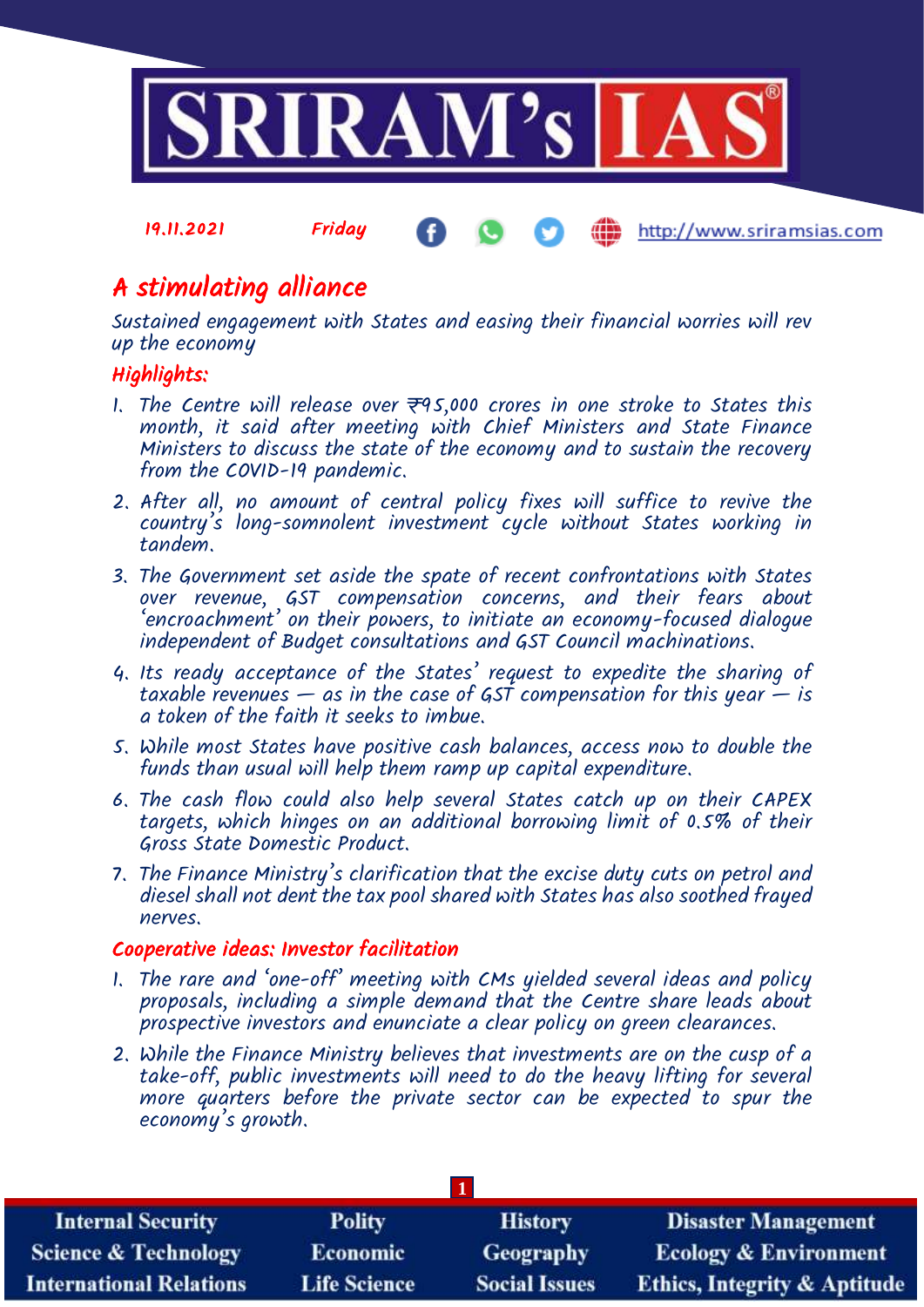19.11.2021 Friday http://www.sriramsias.com

# A stimulating alliance

*Sustained engagement with States and easing their financial worries will rev up the economy*

## Highlights:

1. The Centre will release over ₹95,000 crores in one stroke to States this month, it said after meeting with Chief Ministers and State Finance Ministers to discuss the state of the economy and to sustain the recovery from the COVID-19 pandemic.
2. After all, no amount of central policy fixes will suffice to revive the country's long-somnolent investment cycle without States working in tandem.
3. The Government set aside the spate of recent confrontations with States over revenue, GST compensation concerns, and their fears about 'encroachment' on their powers, to initiate an economy-focused dialogue independent of Budget consultations and GST Council machinations.
4. Its ready acceptance of the States' request to expedite the sharing of taxable revenues — as in the case of GST compensation for this year — is a token of the faith it seeks to imbue.
5. While most States have positive cash balances, access now to double the funds than usual will help them ramp up capital expenditure.
6. The cash flow could also help several States catch up on their CAPEX targets, which hinges on an additional borrowing limit of 0.5% of their Gross State Domestic Product.
7. The Finance Ministry's clarification that the excise duty cuts on petrol and diesel shall not dent the tax pool shared with States has also soothed frayed nerves.

## Cooperative ideas: Investor facilitation

1. The rare and 'one-off' meeting with CMs yielded several ideas and policy proposals, including a simple demand that the Centre share leads about prospective investors and enunciate a clear policy on green clearances.
2. While the Finance Ministry believes that investments are on the cusp of a take-off, public investments will need to do the heavy lifting for several more quarters before the private sector can be expected to spur the economy's growth.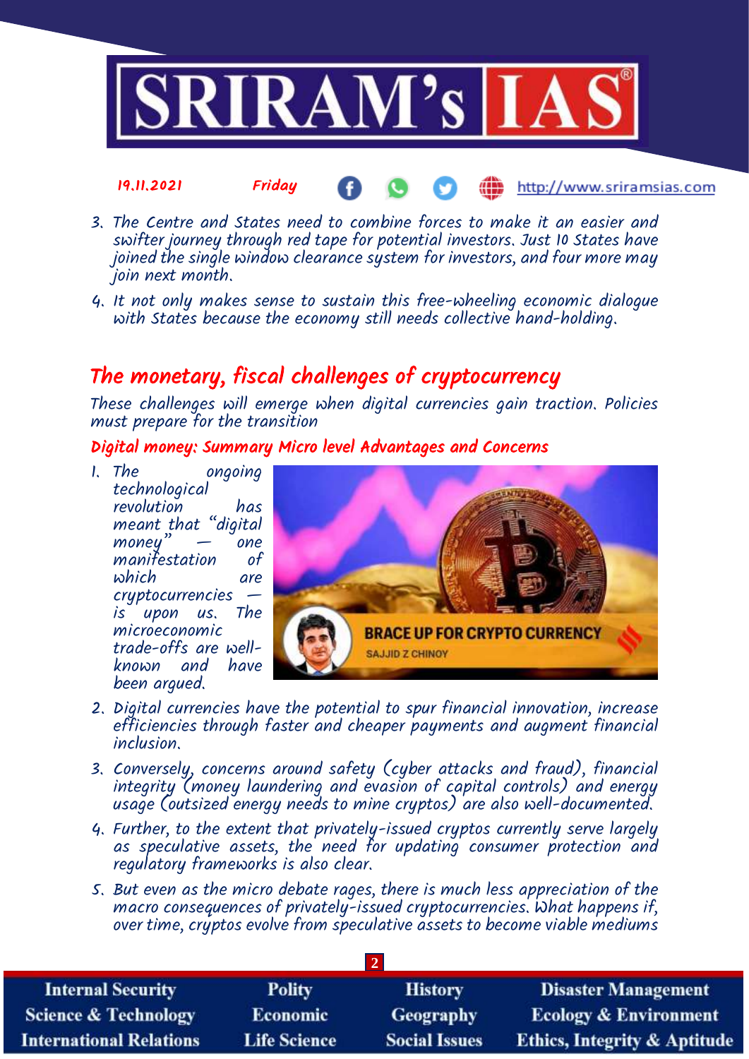3. The Centre and States need to combine forces to make it an easier and swifter journey through red tape for potential investors. Just 10 States have joined the single window clearance system for investors, and four more may join next month.
4. It not only makes sense to sustain this free-wheeling economic dialogue with States because the economy still needs collective hand-holding.

## The monetary, fiscal challenges of cryptocurrency

These challenges will emerge when digital currencies gain traction. Policies must prepare for the transition

### Digital money: Summary Micro level Advantages and Concerns

1. The ongoing technological revolution has meant that "digital money" — one manifestation of which are cryptocurrencies — is upon us. The microeconomic trade-offs are well-known and have been argued.
2. Digital currencies have the potential to spur financial innovation, increase efficiencies through faster and cheaper payments and augment financial inclusion.
3. Conversely, concerns around safety (cyber attacks and fraud), financial integrity (money laundering and evasion of capital controls) and energy usage (outsized energy needs to mine cryptos) are also well-documented.
4. Further, to the extent that privately-issued cryptos currently serve largely as speculative assets, the need for updating consumer protection and regulatory frameworks is also clear.
5. But even as the micro debate rages, there is much less appreciation of the macro consequences of privately-issued cryptocurrencies. What happens if, over time, cryptos evolve from speculative assets to become viable mediums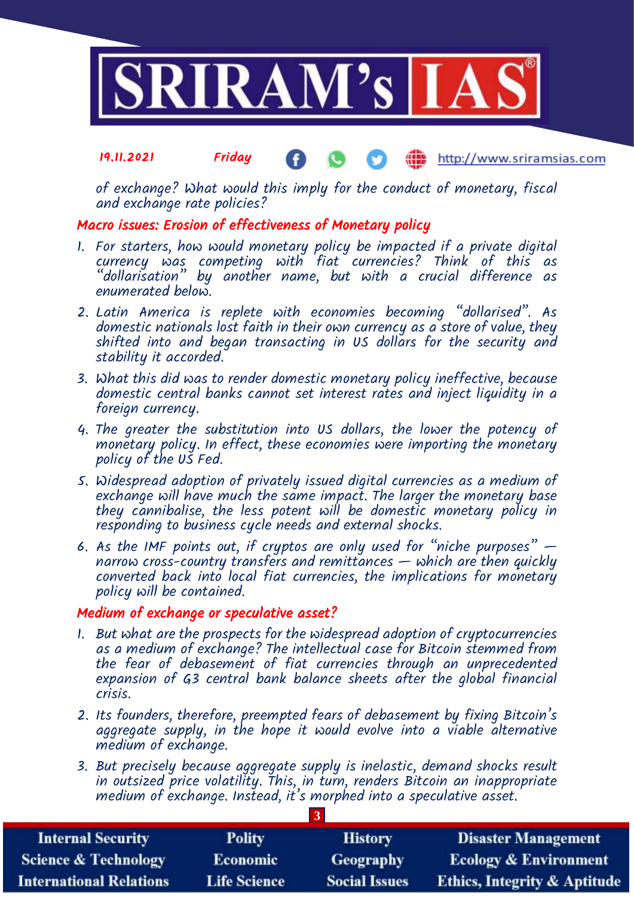of exchange? What would this imply for the conduct of monetary, fiscal and exchange rate policies?

## Macro issues: Erosion of effectiveness of Monetary policy

1. For starters, how would monetary policy be impacted if a private digital currency was competing with fiat currencies? Think of this as "dollarisation" by another name, but with a crucial difference as enumerated below.
2. Latin America is replete with economies becoming "dollarised". As domestic nationals lost faith in their own currency as a store of value, they shifted into and began transacting in US dollars for the security and stability it accorded.
3. What this did was to render domestic monetary policy ineffective, because domestic central banks cannot set interest rates and inject liquidity in a foreign currency.
4. The greater the substitution into US dollars, the lower the potency of monetary policy. In effect, these economies were importing the monetary policy of the US Fed.
5. Widespread adoption of privately issued digital currencies as a medium of exchange will have much the same impact. The larger the monetary base they cannibalise, the less potent will be domestic monetary policy in responding to business cycle needs and external shocks.
6. As the IMF points out, if cryptos are only used for "niche purposes" — narrow cross-country transfers and remittances — which are then quickly converted back into local fiat currencies, the implications for monetary policy will be contained.

## Medium of exchange or speculative asset?

1. But what are the prospects for the widespread adoption of cryptocurrencies as a medium of exchange? The intellectual case for Bitcoin stemmed from the fear of debasement of fiat currencies through an unprecedented expansion of G3 central bank balance sheets after the global financial crisis.
2. Its founders, therefore, preempted fears of debasement by fixing Bitcoin's aggregate supply, in the hope it would evolve into a viable alternative medium of exchange.
3. But precisely because aggregate supply is inelastic, demand shocks result in outsized price volatility. This, in turn, renders Bitcoin an inappropriate medium of exchange. Instead, it's morphed into a speculative asset.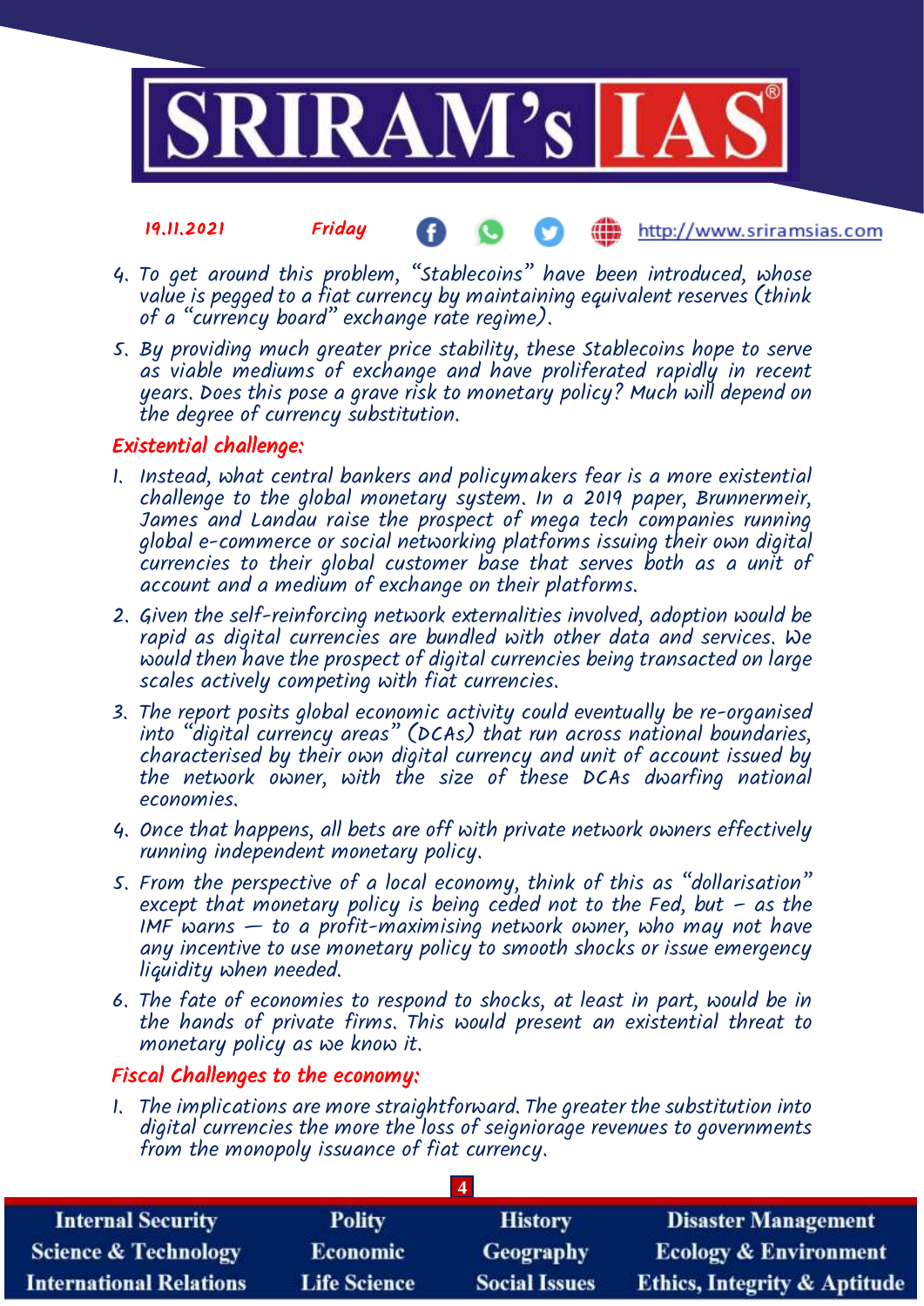4. To get around this problem, "Stablecoins" have been introduced, whose value is pegged to a fiat currency by maintaining equivalent reserves (think of a "currency board" exchange rate regime).
5. By providing much greater price stability, these Stablecoins hope to serve as viable mediums of exchange and have proliferated rapidly in recent years. Does this pose a grave risk to monetary policy? Much will depend on the degree of currency substitution.

### Existential challenge:

1. Instead, what central bankers and policymakers fear is a more existential challenge to the global monetary system. In a 2019 paper, Brunnermeir, James and Landau raise the prospect of mega tech companies running global e-commerce or social networking platforms issuing their own digital currencies to their global customer base that serves both as a unit of account and a medium of exchange on their platforms.
2. Given the self-reinforcing network externalities involved, adoption would be rapid as digital currencies are bundled with other data and services. We would then have the prospect of digital currencies being transacted on large scales actively competing with fiat currencies.
3. The report posits global economic activity could eventually be re-organised into "digital currency areas" (DCAs) that run across national boundaries, characterised by their own digital currency and unit of account issued by the network owner, with the size of these DCAs dwarfing national economies.
4. Once that happens, all bets are off with private network owners effectively running independent monetary policy.
5. From the perspective of a local economy, think of this as "dollarisation" except that monetary policy is being ceded not to the Fed, but – as the IMF warns — to a profit-maximising network owner, who may not have any incentive to use monetary policy to smooth shocks or issue emergency liquidity when needed.
6. The fate of economies to respond to shocks, at least in part, would be in the hands of private firms. This would present an existential threat to monetary policy as we know it.

### Fiscal Challenges to the economy:

1. The implications are more straightforward. The greater the substitution into digital currencies the more the loss of seigniorage revenues to governments from the monopoly issuance of fiat currency.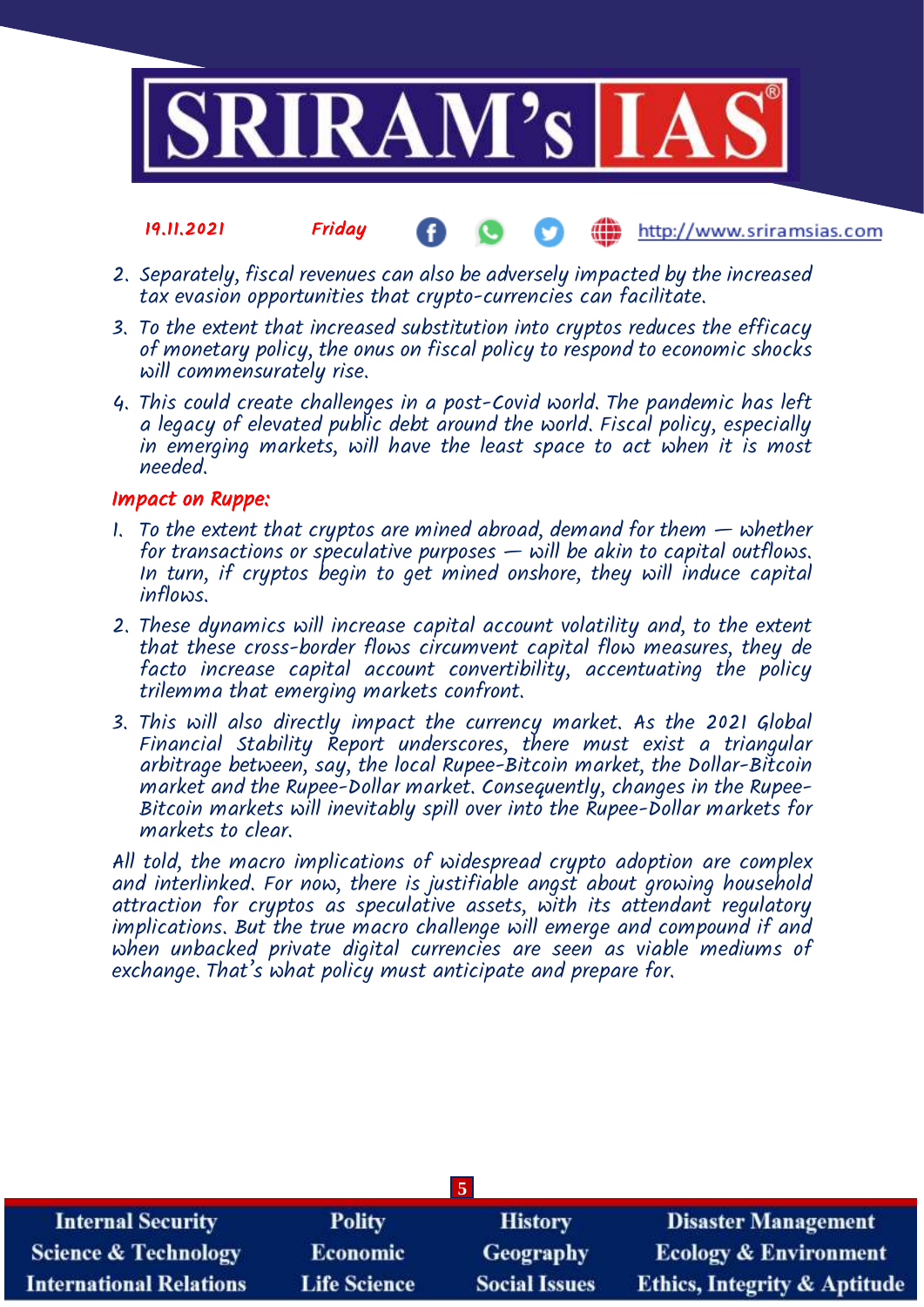2. Separately, fiscal revenues can also be adversely impacted by the increased tax evasion opportunities that crypto-currencies can facilitate.
3. To the extent that increased substitution into cryptos reduces the efficacy of monetary policy, the onus on fiscal policy to respond to economic shocks will commensurately rise.
4. This could create challenges in a post-Covid world. The pandemic has left a legacy of elevated public debt around the world. Fiscal policy, especially in emerging markets, will have the least space to act when it is most needed.

### Impact on Ruppe:

1. To the extent that cryptos are mined abroad, demand for them — whether for transactions or speculative purposes — will be akin to capital outflows. In turn, if cryptos begin to get mined onshore, they will induce capital inflows.
2. These dynamics will increase capital account volatility and, to the extent that these cross-border flows circumvent capital flow measures, they de facto increase capital account convertibility, accentuating the policy trilemma that emerging markets confront.
3. This will also directly impact the currency market. As the 2021 Global Financial Stability Report underscores, there must exist a triangular arbitrage between, say, the local Rupee-Bitcoin market, the Dollar-Bitcoin market and the Rupee-Dollar market. Consequently, changes in the Rupee-Bitcoin markets will inevitably spill over into the Rupee-Dollar markets for markets to clear.

All told, the macro implications of widespread crypto adoption are complex and interlinked. For now, there is justifiable angst about growing household attraction for cryptos as speculative assets, with its attendant regulatory implications. But the true macro challenge will emerge and compound if and when unbacked private digital currencies are seen as viable mediums of exchange. That's what policy must anticipate and prepare for.